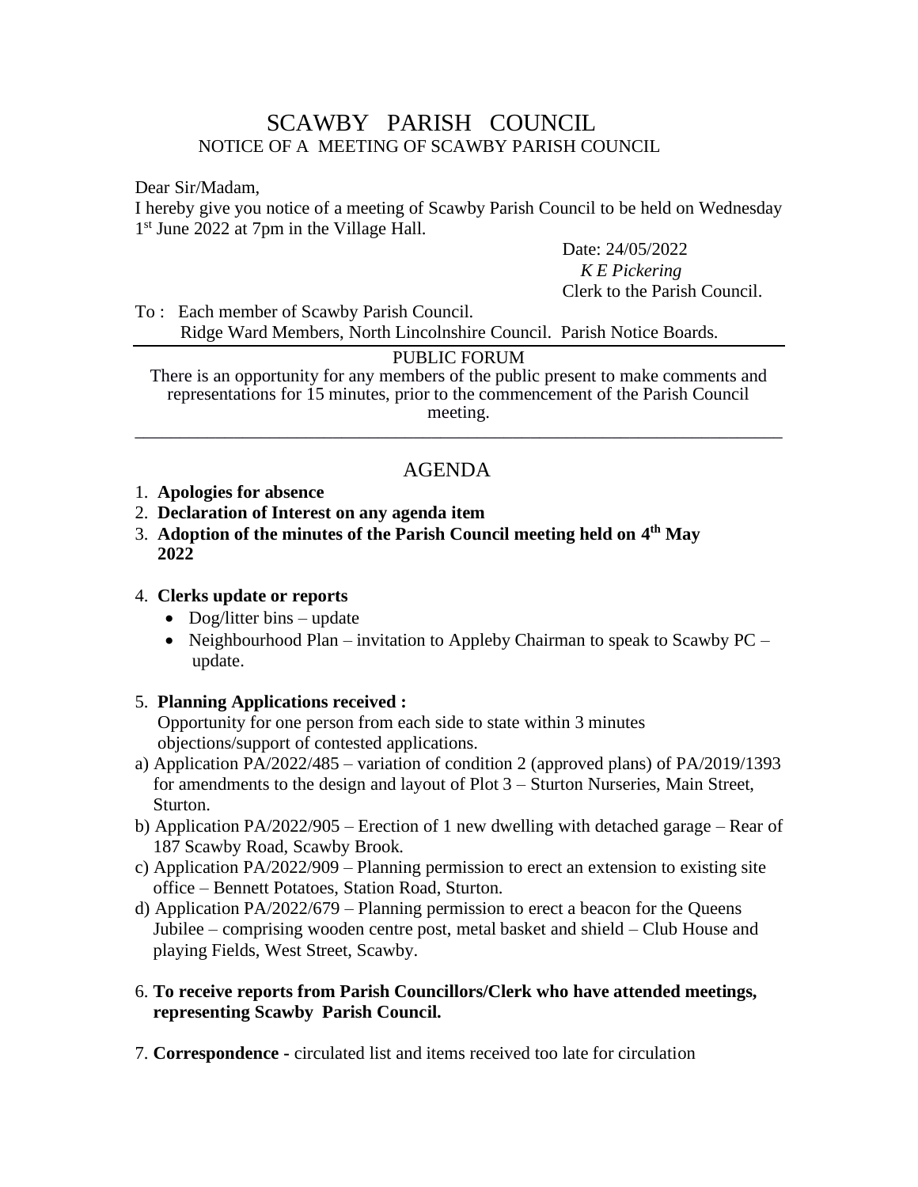# SCAWBY PARISH COUNCIL

NOTICE OF A MEETING OF SCAWBY PARISH COUNCIL

Dear Sir/Madam,

I hereby give you notice of a meeting of Scawby Parish Council to be held on Wednesday 1st June 2022 at 7pm in the Village Hall.

Date: 24/05/2022
*K E Pickering*
Clerk to the Parish Council.

To : Each member of Scawby Parish Council.
Ridge Ward Members, North Lincolnshire Council. Parish Notice Boards.

---

PUBLIC FORUM

There is an opportunity for any members of the public present to make comments and representations for 15 minutes, prior to the commencement of the Parish Council meeting.

---

## AGENDA

1. **Apologies for absence**
2. **Declaration of Interest on any agenda item**
3. **Adoption of the minutes of the Parish Council meeting held on 4th May 2022**

4. **Clerks update or reports**
   - Dog/litter bins – update
   - Neighbourhood Plan – invitation to Appleby Chairman to speak to Scawby PC – update.

5. **Planning Applications received :**
   Opportunity for one person from each side to state within 3 minutes objections/support of contested applications.

a) Application PA/2022/485 – variation of condition 2 (approved plans) of PA/2019/1393 for amendments to the design and layout of Plot 3 – Sturton Nurseries, Main Street, Sturton.

b) Application PA/2022/905 – Erection of 1 new dwelling with detached garage – Rear of 187 Scawby Road, Scawby Brook.

c) Application PA/2022/909 – Planning permission to erect an extension to existing site office – Bennett Potatoes, Station Road, Sturton.

d) Application PA/2022/679 – Planning permission to erect a beacon for the Queens Jubilee – comprising wooden centre post, metal basket and shield – Club House and playing Fields, West Street, Scawby.

6. **To receive reports from Parish Councillors/Clerk who have attended meetings, representing Scawby Parish Council.**

7. **Correspondence -** circulated list and items received too late for circulation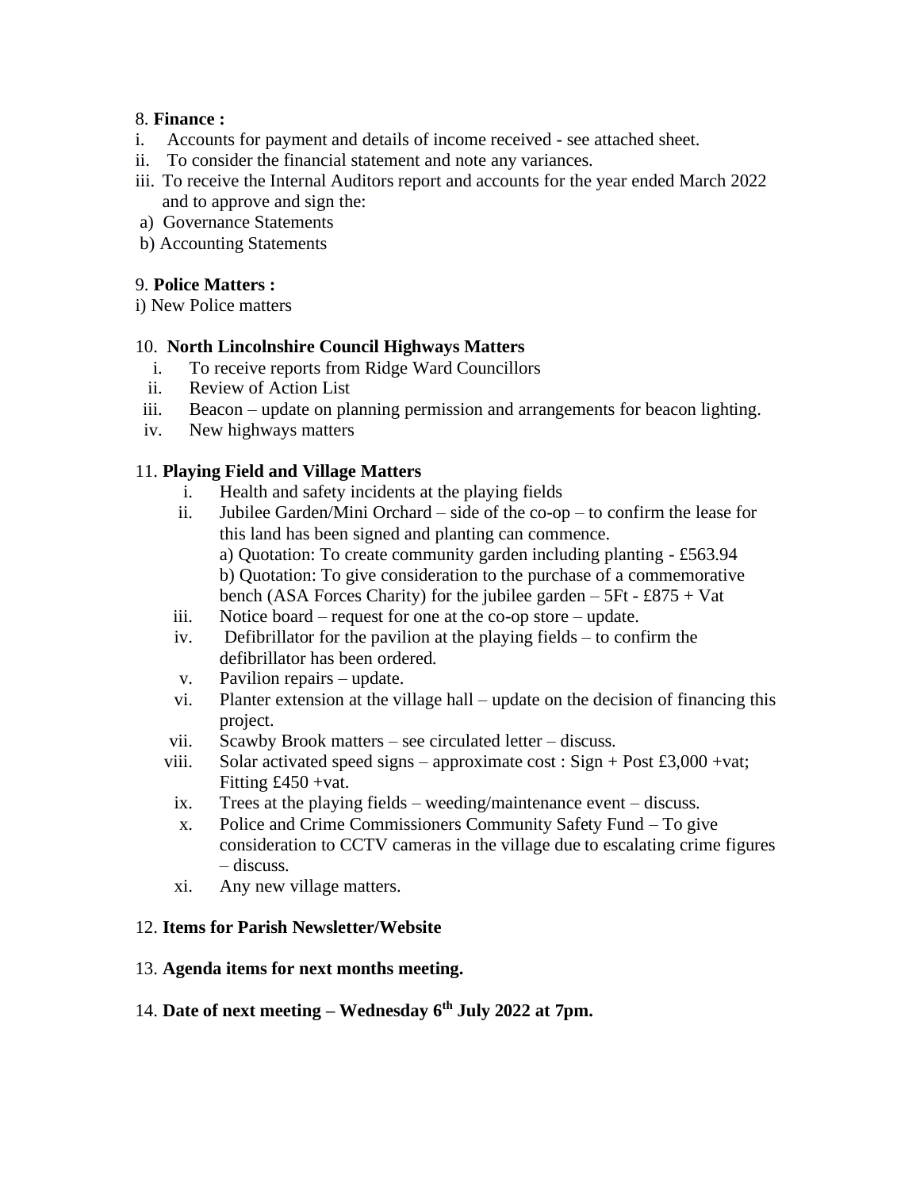8. **Finance :**

i. Accounts for payment and details of income received - see attached sheet.
ii. To consider the financial statement and note any variances.
iii. To receive the Internal Auditors report and accounts for the year ended March 2022 and to approve and sign the:
  a) Governance Statements
  b) Accounting Statements

9. **Police Matters :**

i) New Police matters

10. **North Lincolnshire Council Highways Matters**

i. To receive reports from Ridge Ward Councillors
ii. Review of Action List
iii. Beacon – update on planning permission and arrangements for beacon lighting.
iv. New highways matters

11. **Playing Field and Village Matters**

i. Health and safety incidents at the playing fields
ii. Jubilee Garden/Mini Orchard – side of the co-op – to confirm the lease for this land has been signed and planting can commence.
  a) Quotation: To create community garden including planting - £563.94
  b) Quotation: To give consideration to the purchase of a commemorative bench (ASA Forces Charity) for the jubilee garden – 5Ft - £875 + Vat
iii. Notice board – request for one at the co-op store – update.
iv. Defibrillator for the pavilion at the playing fields – to confirm the defibrillator has been ordered.
v. Pavilion repairs – update.
vi. Planter extension at the village hall – update on the decision of financing this project.
vii. Scawby Brook matters – see circulated letter – discuss.
viii. Solar activated speed signs – approximate cost : Sign + Post £3,000 +vat; Fitting £450 +vat.
ix. Trees at the playing fields – weeding/maintenance event – discuss.
x. Police and Crime Commissioners Community Safety Fund – To give consideration to CCTV cameras in the village due to escalating crime figures – discuss.
xi. Any new village matters.

12. **Items for Parish Newsletter/Website**

13. **Agenda items for next months meeting.**

14. **Date of next meeting – Wednesday 6th July 2022 at 7pm.**